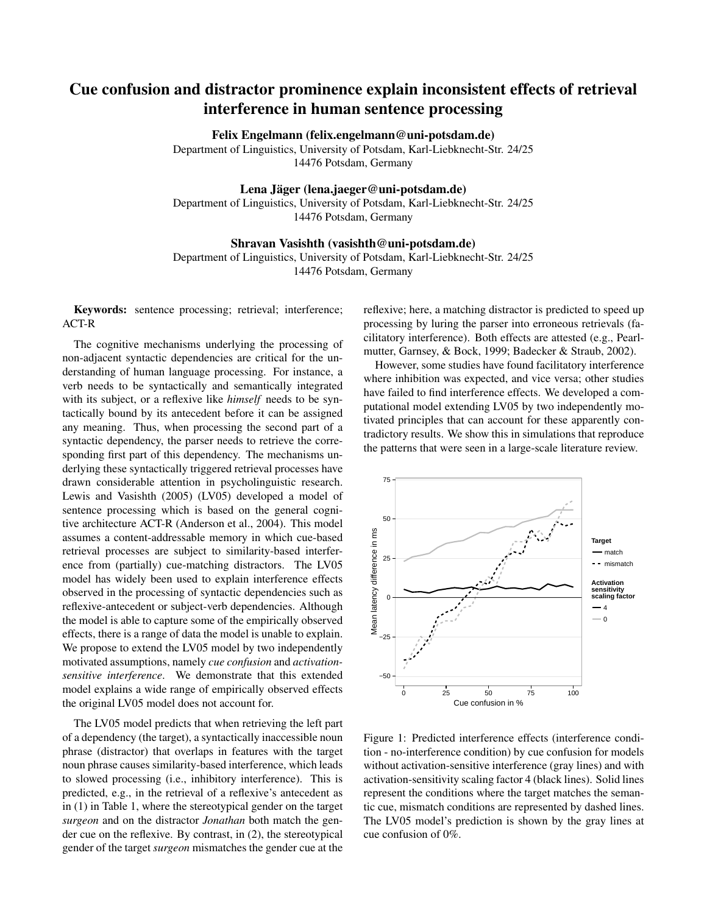# Cue confusion and distractor prominence explain inconsistent effects of retrieval interference in human sentence processing

**Felix Engelmann (felix.engelmann@uni-potsdam.de)**
Department of Linguistics, University of Potsdam, Karl-Liebknecht-Str. 24/25
14476 Potsdam, Germany

**Lena Jäger (lena.jaeger@uni-potsdam.de)**
Department of Linguistics, University of Potsdam, Karl-Liebknecht-Str. 24/25
14476 Potsdam, Germany

**Shravan Vasishth (vasishth@uni-potsdam.de)**
Department of Linguistics, University of Potsdam, Karl-Liebknecht-Str. 24/25
14476 Potsdam, Germany

**Keywords:** sentence processing; retrieval; interference; ACT-R

The cognitive mechanisms underlying the processing of non-adjacent syntactic dependencies are critical for the understanding of human language processing. For instance, a verb needs to be syntactically and semantically integrated with its subject, or a reflexive like *himself* needs to be syntactically bound by its antecedent before it can be assigned any meaning. Thus, when processing the second part of a syntactic dependency, the parser needs to retrieve the corresponding first part of this dependency. The mechanisms underlying these syntactically triggered retrieval processes have drawn considerable attention in psycholinguistic research. Lewis and Vasishth (2005) (LV05) developed a model of sentence processing which is based on the general cognitive architecture ACT-R (Anderson et al., 2004). This model assumes a content-addressable memory in which cue-based retrieval processes are subject to similarity-based interference from (partially) cue-matching distractors. The LV05 model has widely been used to explain interference effects observed in the processing of syntactic dependencies such as reflexive-antecedent or subject-verb dependencies. Although the model is able to capture some of the empirically observed effects, there is a range of data the model is unable to explain. We propose to extend the LV05 model by two independently motivated assumptions, namely *cue confusion* and *activation-sensitive interference*. We demonstrate that this extended model explains a wide range of empirically observed effects the original LV05 model does not account for.

The LV05 model predicts that when retrieving the left part of a dependency (the target), a syntactically inaccessible noun phrase (distractor) that overlaps in features with the target noun phrase causes similarity-based interference, which leads to slowed processing (i.e., inhibitory interference). This is predicted, e.g., in the retrieval of a reflexive's antecedent as in (1) in Table 1, where the stereotypical gender on the target *surgeon* and on the distractor *Jonathan* both match the gender cue on the reflexive. By contrast, in (2), the stereotypical gender of the target *surgeon* mismatches the gender cue at the reflexive; here, a matching distractor is predicted to speed up processing by luring the parser into erroneous retrievals (facilitatory interference). Both effects are attested (e.g., Pearlmutter, Garnsey, & Bock, 1999; Badecker & Straub, 2002).

However, some studies have found facilitatory interference where inhibition was expected, and vice versa; other studies have failed to find interference effects. We developed a computational model extending LV05 by two independently motivated principles that can account for these apparently contradictory results. We show this in simulations that reproduce the patterns that were seen in a large-scale literature review.

Figure 1: Predicted interference effects (interference condition - no-interference condition) by cue confusion for models without activation-sensitive interference (gray lines) and with activation-sensitivity scaling factor 4 (black lines). Solid lines represent the conditions where the target matches the semantic cue, mismatch conditions are represented by dashed lines. The LV05 model's prediction is shown by the gray lines at cue confusion of 0%.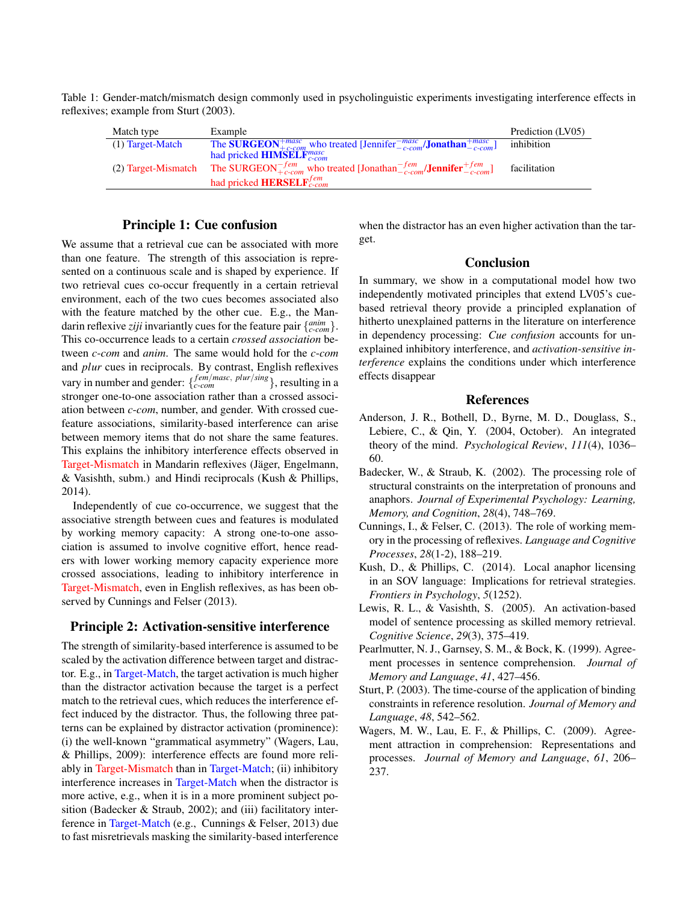Table 1: Gender-match/mismatch design commonly used in psycholinguistic experiments investigating interference effects in reflexives; example from Sturt (2003).

| Match type | Example | Prediction (LV05) |
|---|---|---|
| (1) Target-Match | The **SURGEON**$^{+masc}_{+c\text{-}com}$ who treated [Jennifer$^{-masc}_{-c\text{-}com}$/**Jonathan**$^{+masc}_{-c\text{-}com}$] had picked **HIMSELF**$^{masc}_{c\text{-}com}$ | inhibition |
| (2) Target-Mismatch | The SURGEON$^{-fem}_{+c\text{-}com}$ who treated [Jonathan$^{-fem}_{-c\text{-}com}$/**Jennifer**$^{+fem}_{-c\text{-}com}$] had picked **HERSELF**$^{fem}_{c\text{-}com}$ | facilitation |

## Principle 1: Cue confusion

We assume that a retrieval cue can be associated with more than one feature. The strength of this association is represented on a continuous scale and is shaped by experience. If two retrieval cues co-occur frequently in a certain retrieval environment, each of the two cues becomes associated also with the feature matched by the other cue. E.g., the Mandarin reflexive *ziji* invariantly cues for the feature pair $\{^{anim}_{c\text{-}com}\}$. This co-occurrence leads to a certain *crossed association* between *c-com* and *anim*. The same would hold for the *c-com* and *plur* cues in reciprocals. By contrast, English reflexives vary in number and gender: $\{^{fem/masc,\ plur/sing}_{c\text{-}com}\}$, resulting in a stronger one-to-one association rather than a crossed association between *c-com*, number, and gender. With crossed cue-feature associations, similarity-based interference can arise between memory items that do not share the same features. This explains the inhibitory interference effects observed in Target-Mismatch in Mandarin reflexives (Jäger, Engelmann, & Vasishth, subm.) and Hindi reciprocals (Kush & Phillips, 2014).

Independently of cue co-occurrence, we suggest that the associative strength between cues and features is modulated by working memory capacity: A strong one-to-one association is assumed to involve cognitive effort, hence readers with lower working memory capacity experience more crossed associations, leading to inhibitory interference in Target-Mismatch, even in English reflexives, as has been observed by Cunnings and Felser (2013).

## Principle 2: Activation-sensitive interference

The strength of similarity-based interference is assumed to be scaled by the activation difference between target and distractor. E.g., in Target-Match, the target activation is much higher than the distractor activation because the target is a perfect match to the retrieval cues, which reduces the interference effect induced by the distractor. Thus, the following three patterns can be explained by distractor activation (prominence): (i) the well-known "grammatical asymmetry" (Wagers, Lau, & Phillips, 2009): interference effects are found more reliably in Target-Mismatch than in Target-Match; (ii) inhibitory interference increases in Target-Match when the distractor is more active, e.g., when it is in a more prominent subject position (Badecker & Straub, 2002); and (iii) facilitatory interference in Target-Match (e.g., Cunnings & Felser, 2013) due to fast misretrievals masking the similarity-based interference when the distractor has an even higher activation than the target.

## Conclusion

In summary, we show in a computational model how two independently motivated principles that extend LV05's cue-based retrieval theory provide a principled explanation of hitherto unexplained patterns in the literature on interference in dependency processing: *Cue confusion* accounts for unexplained inhibitory interference, and *activation-sensitive interference* explains the conditions under which interference effects disappear

## References

Anderson, J. R., Bothell, D., Byrne, M. D., Douglass, S., Lebiere, C., & Qin, Y. (2004, October). An integrated theory of the mind. *Psychological Review*, *111*(4), 1036–60.

Badecker, W., & Straub, K. (2002). The processing role of structural constraints on the interpretation of pronouns and anaphors. *Journal of Experimental Psychology: Learning, Memory, and Cognition*, *28*(4), 748–769.

Cunnings, I., & Felser, C. (2013). The role of working memory in the processing of reflexives. *Language and Cognitive Processes*, *28*(1-2), 188–219.

Kush, D., & Phillips, C. (2014). Local anaphor licensing in an SOV language: Implications for retrieval strategies. *Frontiers in Psychology*, *5*(1252).

Lewis, R. L., & Vasishth, S. (2005). An activation-based model of sentence processing as skilled memory retrieval. *Cognitive Science*, *29*(3), 375–419.

Pearlmutter, N. J., Garnsey, S. M., & Bock, K. (1999). Agreement processes in sentence comprehension. *Journal of Memory and Language*, *41*, 427–456.

Sturt, P. (2003). The time-course of the application of binding constraints in reference resolution. *Journal of Memory and Language*, *48*, 542–562.

Wagers, M. W., Lau, E. F., & Phillips, C. (2009). Agreement attraction in comprehension: Representations and processes. *Journal of Memory and Language*, *61*, 206–237.